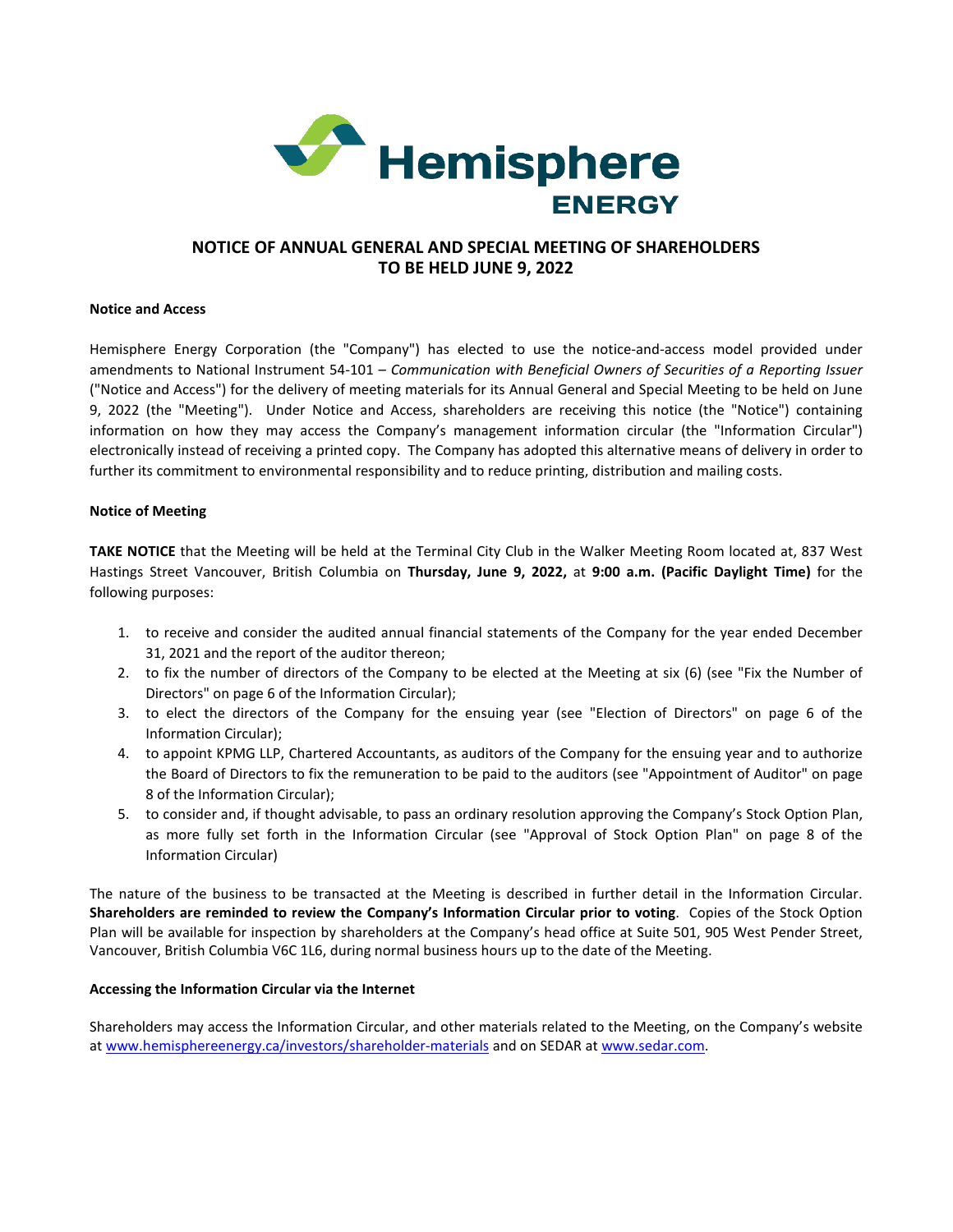Hemisphere ENERGY

# NOTICE OF ANNUAL GENERAL AND SPECIAL MEETING OF SHAREHOLDERS TO BE HELD JUNE 9, 2022

**Notice and Access**

Hemisphere Energy Corporation (the "Company") has elected to use the notice-and-access model provided under amendments to National Instrument 54-101 – *Communication with Beneficial Owners of Securities of a Reporting Issuer* ("Notice and Access") for the delivery of meeting materials for its Annual General and Special Meeting to be held on June 9, 2022 (the "Meeting"). Under Notice and Access, shareholders are receiving this notice (the "Notice") containing information on how they may access the Company's management information circular (the "Information Circular") electronically instead of receiving a printed copy. The Company has adopted this alternative means of delivery in order to further its commitment to environmental responsibility and to reduce printing, distribution and mailing costs.

**Notice of Meeting**

**TAKE NOTICE** that the Meeting will be held at the Terminal City Club in the Walker Meeting Room located at, 837 West Hastings Street Vancouver, British Columbia on **Thursday, June 9, 2022,** at **9:00 a.m. (Pacific Daylight Time)** for the following purposes:

1. to receive and consider the audited annual financial statements of the Company for the year ended December 31, 2021 and the report of the auditor thereon;
2. to fix the number of directors of the Company to be elected at the Meeting at six (6) (see "Fix the Number of Directors" on page 6 of the Information Circular);
3. to elect the directors of the Company for the ensuing year (see "Election of Directors" on page 6 of the Information Circular);
4. to appoint KPMG LLP, Chartered Accountants, as auditors of the Company for the ensuing year and to authorize the Board of Directors to fix the remuneration to be paid to the auditors (see "Appointment of Auditor" on page 8 of the Information Circular);
5. to consider and, if thought advisable, to pass an ordinary resolution approving the Company's Stock Option Plan, as more fully set forth in the Information Circular (see "Approval of Stock Option Plan" on page 8 of the Information Circular)

The nature of the business to be transacted at the Meeting is described in further detail in the Information Circular. **Shareholders are reminded to review the Company's Information Circular prior to voting**. Copies of the Stock Option Plan will be available for inspection by shareholders at the Company's head office at Suite 501, 905 West Pender Street, Vancouver, British Columbia V6C 1L6, during normal business hours up to the date of the Meeting.

**Accessing the Information Circular via the Internet**

Shareholders may access the Information Circular, and other materials related to the Meeting, on the Company's website at www.hemisphereenergy.ca/investors/shareholder-materials and on SEDAR at www.sedar.com.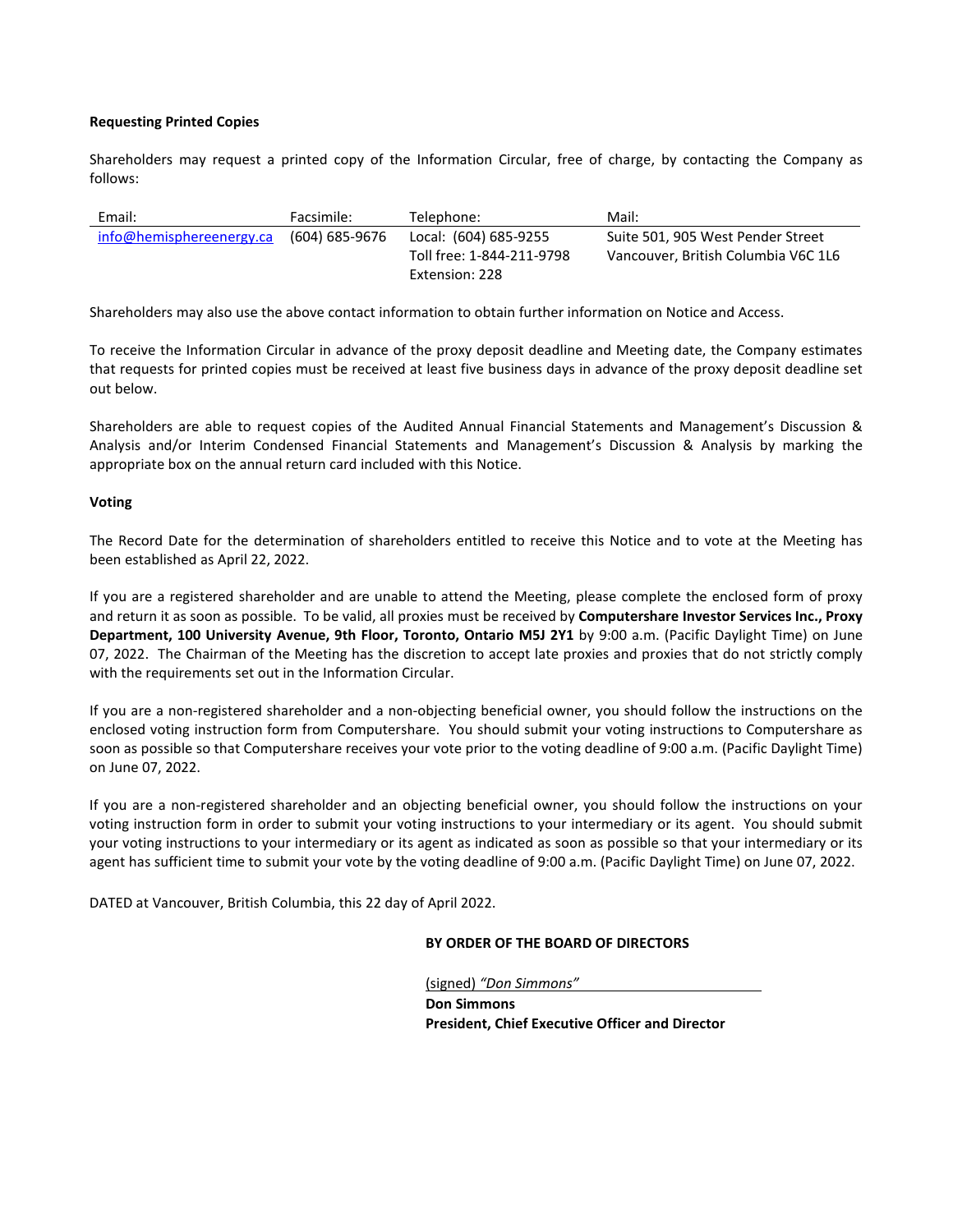**Requesting Printed Copies**

Shareholders may request a printed copy of the Information Circular, free of charge, by contacting the Company as follows:

| Email: | Facsimile: | Telephone: | Mail: |
|---|---|---|---|
| info@hemisphereenergy.ca | (604) 685-9676 | Local: (604) 685-9255<br>Toll free: 1-844-211-9798<br>Extension: 228 | Suite 501, 905 West Pender Street<br>Vancouver, British Columbia V6C 1L6 |

Shareholders may also use the above contact information to obtain further information on Notice and Access.

To receive the Information Circular in advance of the proxy deposit deadline and Meeting date, the Company estimates that requests for printed copies must be received at least five business days in advance of the proxy deposit deadline set out below.

Shareholders are able to request copies of the Audited Annual Financial Statements and Management's Discussion & Analysis and/or Interim Condensed Financial Statements and Management's Discussion & Analysis by marking the appropriate box on the annual return card included with this Notice.

**Voting**

The Record Date for the determination of shareholders entitled to receive this Notice and to vote at the Meeting has been established as April 22, 2022.

If you are a registered shareholder and are unable to attend the Meeting, please complete the enclosed form of proxy and return it as soon as possible. To be valid, all proxies must be received by **Computershare Investor Services Inc., Proxy Department, 100 University Avenue, 9th Floor, Toronto, Ontario M5J 2Y1** by 9:00 a.m. (Pacific Daylight Time) on June 07, 2022. The Chairman of the Meeting has the discretion to accept late proxies and proxies that do not strictly comply with the requirements set out in the Information Circular.

If you are a non-registered shareholder and a non-objecting beneficial owner, you should follow the instructions on the enclosed voting instruction form from Computershare. You should submit your voting instructions to Computershare as soon as possible so that Computershare receives your vote prior to the voting deadline of 9:00 a.m. (Pacific Daylight Time) on June 07, 2022.

If you are a non-registered shareholder and an objecting beneficial owner, you should follow the instructions on your voting instruction form in order to submit your voting instructions to your intermediary or its agent. You should submit your voting instructions to your intermediary or its agent as indicated as soon as possible so that your intermediary or its agent has sufficient time to submit your vote by the voting deadline of 9:00 a.m. (Pacific Daylight Time) on June 07, 2022.

DATED at Vancouver, British Columbia, this 22 day of April 2022.

**BY ORDER OF THE BOARD OF DIRECTORS**

(signed) *"Don Simmons"*

**Don Simmons**
**President, Chief Executive Officer and Director**